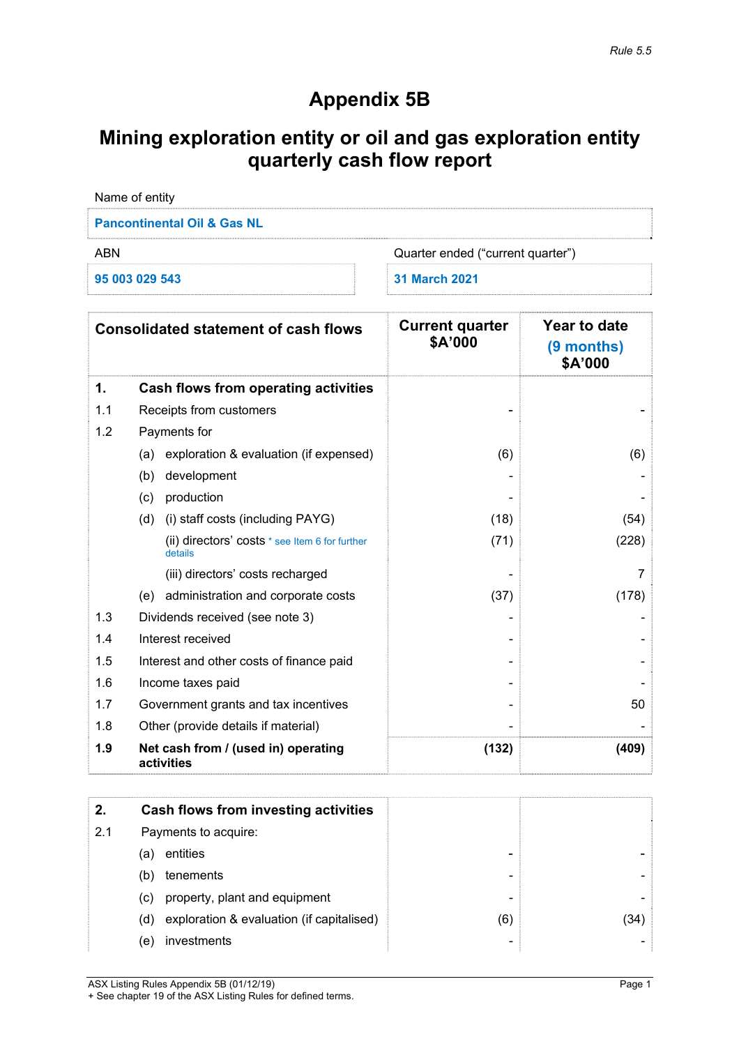*Rule 5.5*

# Appendix 5B

## Mining exploration entity or oil and gas exploration entity quarterly cash flow report

| Name of entity | |
|---|---|
| **Pancontinental Oil & Gas NL** | |
| **ABN** | **Quarter ended ("current quarter")** |
| **95 003 029 543** | **31 March 2021** |

| | **Consolidated statement of cash flows** | **Current quarter $A'000** | **Year to date (9 months) $A'000** |
|---|---|---|---|
| **1.** | **Cash flows from operating activities** | | |
| 1.1 | Receipts from customers | - | - |
| 1.2 | Payments for | | |
| | (a) exploration & evaluation (if expensed) | (6) | (6) |
| | (b) development | - | - |
| | (c) production | - | - |
| | (d) (i) staff costs (including PAYG) | (18) | (54) |
| | (ii) directors' costs * see Item 6 for further details | (71) | (228) |
| | (iii) directors' costs recharged | - | 7 |
| | (e) administration and corporate costs | (37) | (178) |
| 1.3 | Dividends received (see note 3) | - | - |
| 1.4 | Interest received | - | - |
| 1.5 | Interest and other costs of finance paid | - | - |
| 1.6 | Income taxes paid | - | - |
| 1.7 | Government grants and tax incentives | - | 50 |
| 1.8 | Other (provide details if material) | - | - |
| **1.9** | **Net cash from / (used in) operating activities** | **(132)** | **(409)** |

| | | | |
|---|---|---|---|
| **2.** | **Cash flows from investing activities** | | |
| 2.1 | Payments to acquire: | | |
| | (a) entities | - | - |
| | (b) tenements | - | - |
| | (c) property, plant and equipment | - | - |
| | (d) exploration & evaluation (if capitalised) | (6) | (34) |
| | (e) investments | - | - |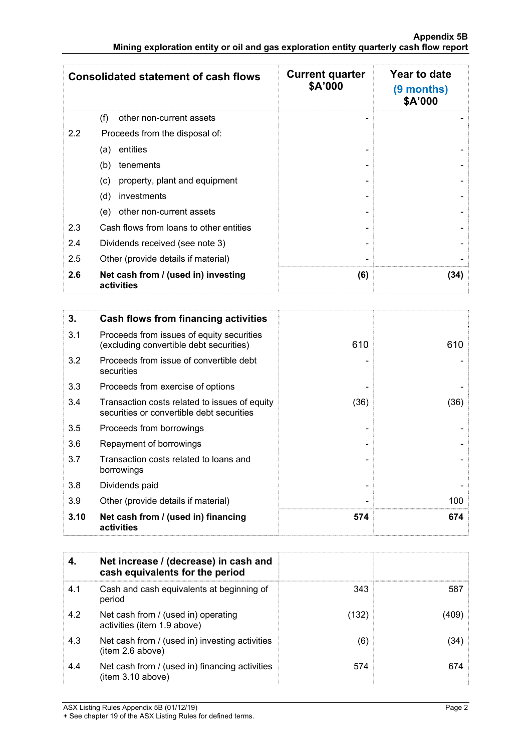| Consolidated statement of cash flows | | Current quarter $A'000 | Year to date (9 months) $A'000 |
|---|---|---|---|
| | (f) other non-current assets | - | - |
| 2.2 | Proceeds from the disposal of: | | |
| | (a) entities | - | - |
| | (b) tenements | - | - |
| | (c) property, plant and equipment | - | - |
| | (d) investments | - | - |
| | (e) other non-current assets | - | - |
| 2.3 | Cash flows from loans to other entities | - | - |
| 2.4 | Dividends received (see note 3) | - | - |
| 2.5 | Other (provide details if material) | - | - |
| **2.6** | **Net cash from / (used in) investing activities** | **(6)** | **(34)** |

| **3.** | **Cash flows from financing activities** | | |
|---|---|---|---|
| 3.1 | Proceeds from issues of equity securities (excluding convertible debt securities) | 610 | 610 |
| 3.2 | Proceeds from issue of convertible debt securities | - | - |
| 3.3 | Proceeds from exercise of options | - | - |
| 3.4 | Transaction costs related to issues of equity securities or convertible debt securities | (36) | (36) |
| 3.5 | Proceeds from borrowings | - | - |
| 3.6 | Repayment of borrowings | - | - |
| 3.7 | Transaction costs related to loans and borrowings | - | - |
| 3.8 | Dividends paid | - | - |
| 3.9 | Other (provide details if material) | - | 100 |
| **3.10** | **Net cash from / (used in) financing activities** | **574** | **674** |

| **4.** | **Net increase / (decrease) in cash and cash equivalents for the period** | | |
|---|---|---|---|
| 4.1 | Cash and cash equivalents at beginning of period | 343 | 587 |
| 4.2 | Net cash from / (used in) operating activities (item 1.9 above) | (132) | (409) |
| 4.3 | Net cash from / (used in) investing activities (item 2.6 above) | (6) | (34) |
| 4.4 | Net cash from / (used in) financing activities (item 3.10 above) | 574 | 674 |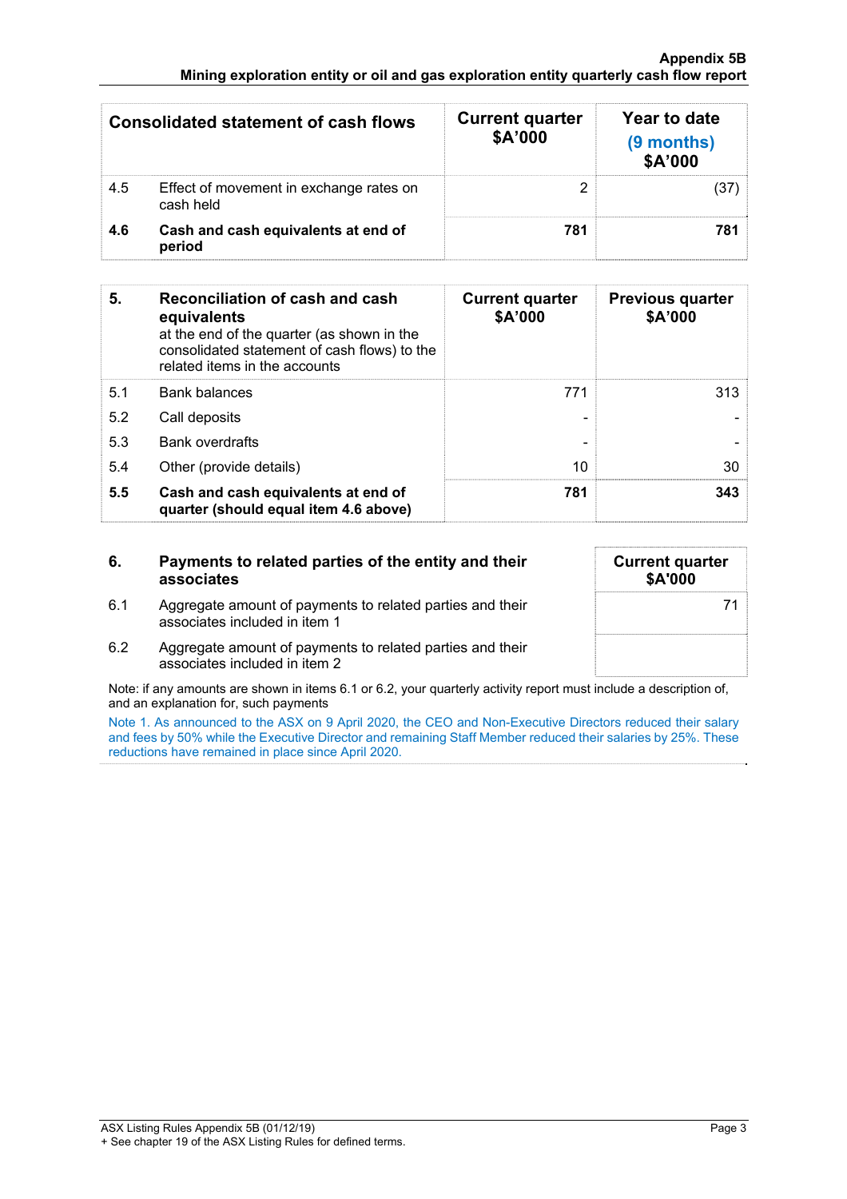| Consolidated statement of cash flows | | Current quarter $A'000 | Year to date (9 months) $A'000 |
|---|---|---|---|
| 4.5 | Effect of movement in exchange rates on cash held | 2 | (37) |
| **4.6** | **Cash and cash equivalents at end of period** | **781** | **781** |

| **5.** | **Reconciliation of cash and cash equivalents** at the end of the quarter (as shown in the consolidated statement of cash flows) to the related items in the accounts | **Current quarter $A'000** | **Previous quarter $A'000** |
|---|---|---|---|
| 5.1 | Bank balances | 771 | 313 |
| 5.2 | Call deposits | - | - |
| 5.3 | Bank overdrafts | - | - |
| 5.4 | Other (provide details) | 10 | 30 |
| **5.5** | **Cash and cash equivalents at end of quarter (should equal item 4.6 above)** | **781** | **343** |

| **6.** | **Payments to related parties of the entity and their associates** | **Current quarter $A'000** |
|---|---|---|
| 6.1 | Aggregate amount of payments to related parties and their associates included in item 1 | 71 |
| 6.2 | Aggregate amount of payments to related parties and their associates included in item 2 | |

Note: if any amounts are shown in items 6.1 or 6.2, your quarterly activity report must include a description of, and an explanation for, such payments

Note 1. As announced to the ASX on 9 April 2020, the CEO and Non-Executive Directors reduced their salary and fees by 50% while the Executive Director and remaining Staff Member reduced their salaries by 25%. These reductions have remained in place since April 2020.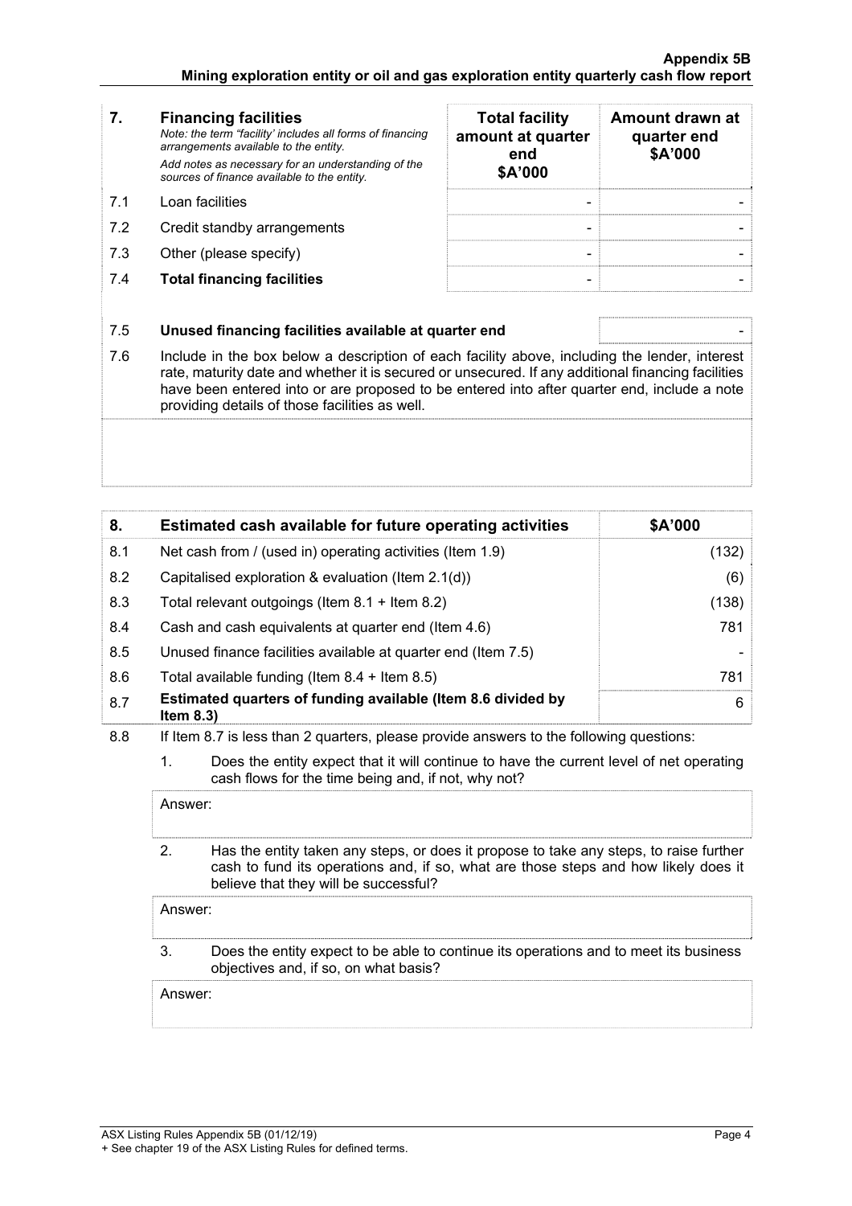| 7. | **Financing facilities** *Note: the term "facility' includes all forms of financing arrangements available to the entity.* *Add notes as necessary for an understanding of the sources of finance available to the entity.* | **Total facility amount at quarter end \$A'000** | **Amount drawn at quarter end \$A'000** |
|---|---|---|---|
| 7.1 | Loan facilities | - | - |
| 7.2 | Credit standby arrangements | - | - |
| 7.3 | Other (please specify) | - | - |
| 7.4 | **Total financing facilities** | - | - |

| 7.5 | **Unused financing facilities available at quarter end** | - |
|---|---|---|

7.6 Include in the box below a description of each facility above, including the lender, interest rate, maturity date and whether it is secured or unsecured. If any additional financing facilities have been entered into or are proposed to be entered into after quarter end, include a note providing details of those facilities as well.

| 8. | **Estimated cash available for future operating activities** | **\$A'000** |
|---|---|---|
| 8.1 | Net cash from / (used in) operating activities (Item 1.9) | (132) |
| 8.2 | Capitalised exploration & evaluation (Item 2.1(d)) | (6) |
| 8.3 | Total relevant outgoings (Item 8.1 + Item 8.2) | (138) |
| 8.4 | Cash and cash equivalents at quarter end (Item 4.6) | 781 |
| 8.5 | Unused finance facilities available at quarter end (Item 7.5) | - |
| 8.6 | Total available funding (Item 8.4 + Item 8.5) | 781 |
| 8.7 | **Estimated quarters of funding available (Item 8.6 divided by Item 8.3)** | 6 |

8.8 If Item 8.7 is less than 2 quarters, please provide answers to the following questions:

1. Does the entity expect that it will continue to have the current level of net operating cash flows for the time being and, if not, why not?

   Answer:

2. Has the entity taken any steps, or does it propose to take any steps, to raise further cash to fund its operations and, if so, what are those steps and how likely does it believe that they will be successful?

   Answer:

3. Does the entity expect to be able to continue its operations and to meet its business objectives and, if so, on what basis?

   Answer: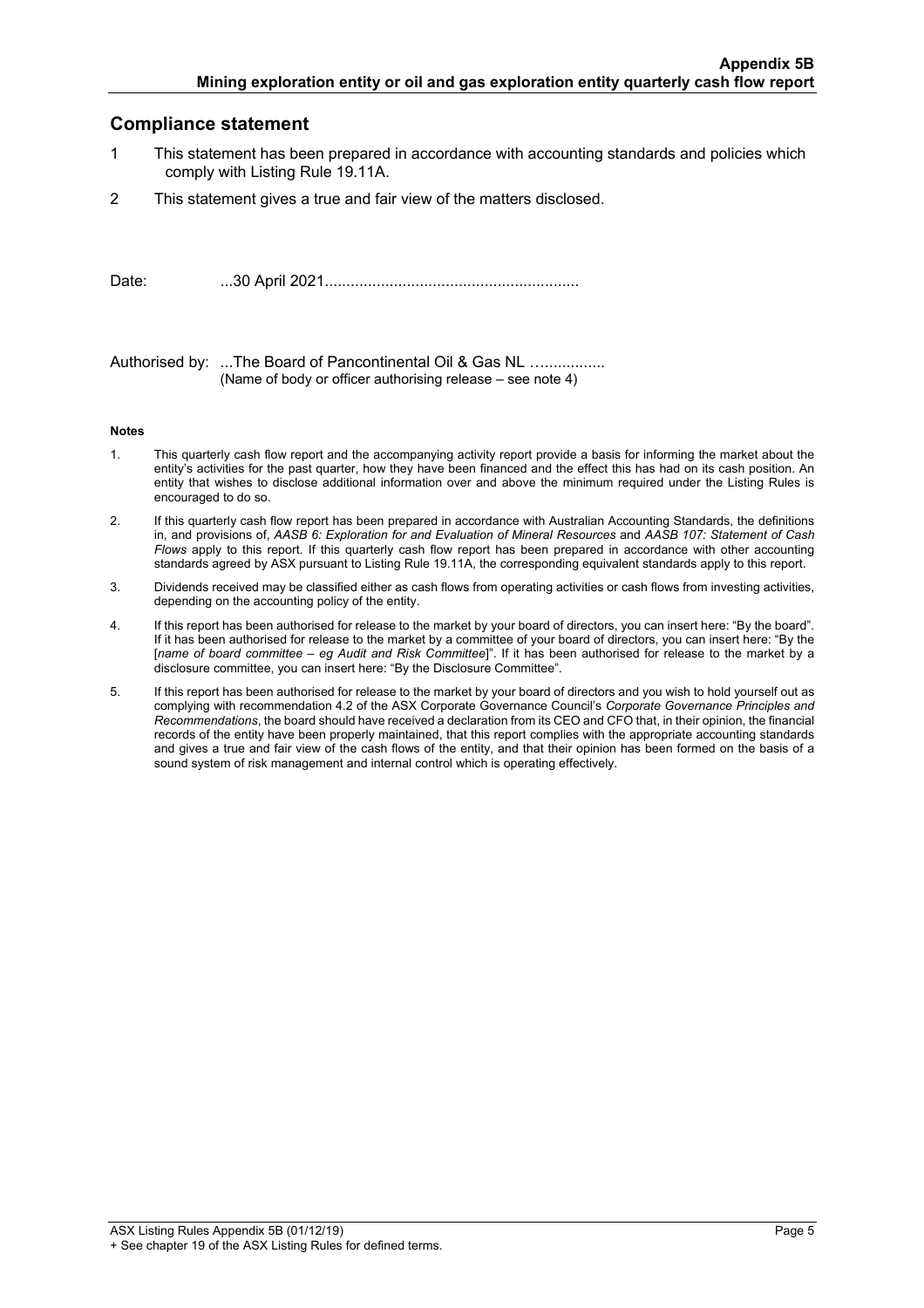## Compliance statement

1. This statement has been prepared in accordance with accounting standards and policies which comply with Listing Rule 19.11A.
2. This statement gives a true and fair view of the matters disclosed.

Date: ...30 April 2021..........................................................

Authorised by: ...The Board of Pancontinental Oil & Gas NL …..............
(Name of body or officer authorising release – see note 4)

**Notes**

1. This quarterly cash flow report and the accompanying activity report provide a basis for informing the market about the entity's activities for the past quarter, how they have been financed and the effect this has had on its cash position. An entity that wishes to disclose additional information over and above the minimum required under the Listing Rules is encouraged to do so.
2. If this quarterly cash flow report has been prepared in accordance with Australian Accounting Standards, the definitions in, and provisions of, *AASB 6: Exploration for and Evaluation of Mineral Resources* and *AASB 107: Statement of Cash Flows* apply to this report. If this quarterly cash flow report has been prepared in accordance with other accounting standards agreed by ASX pursuant to Listing Rule 19.11A, the corresponding equivalent standards apply to this report.
3. Dividends received may be classified either as cash flows from operating activities or cash flows from investing activities, depending on the accounting policy of the entity.
4. If this report has been authorised for release to the market by your board of directors, you can insert here: "By the board". If it has been authorised for release to the market by a committee of your board of directors, you can insert here: "By the [*name of board committee – eg Audit and Risk Committee*]". If it has been authorised for release to the market by a disclosure committee, you can insert here: "By the Disclosure Committee".
5. If this report has been authorised for release to the market by your board of directors and you wish to hold yourself out as complying with recommendation 4.2 of the ASX Corporate Governance Council's *Corporate Governance Principles and Recommendations*, the board should have received a declaration from its CEO and CFO that, in their opinion, the financial records of the entity have been properly maintained, that this report complies with the appropriate accounting standards and gives a true and fair view of the cash flows of the entity, and that their opinion has been formed on the basis of a sound system of risk management and internal control which is operating effectively.